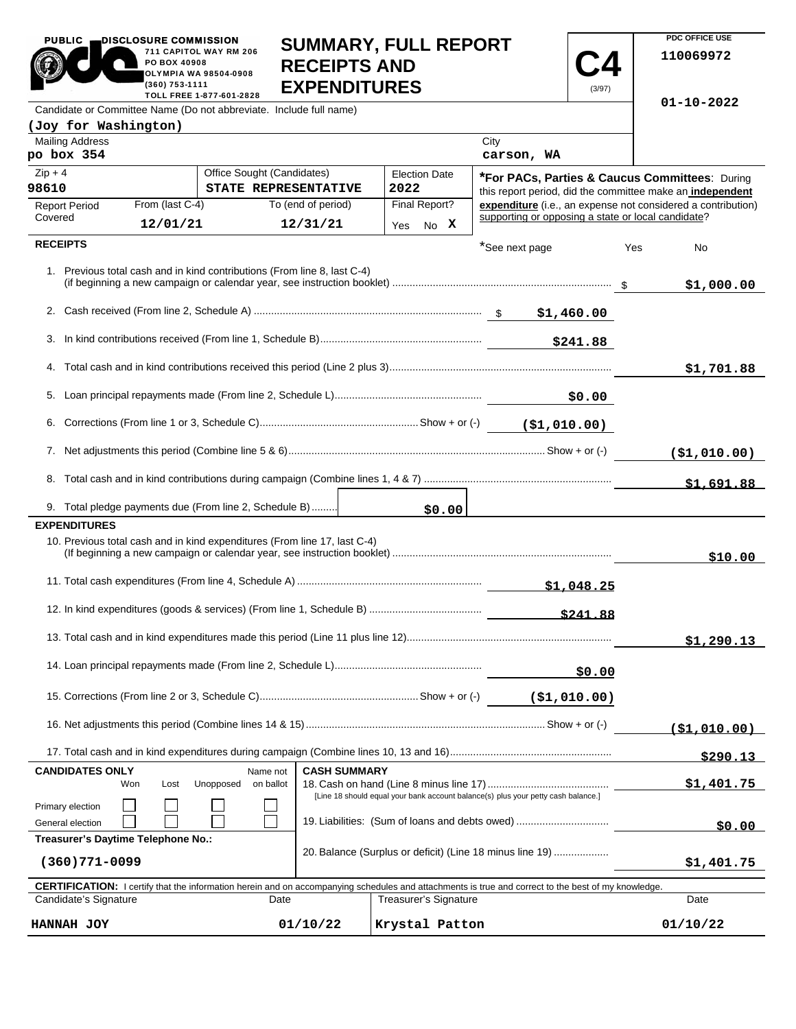PUBLIC DISCLOSURE COMMISSION
711 CAPITOL WAY RM 206
PO BOX 40908
OLYMPIA WA 98504-0908
(360) 753-1111
TOLL FREE 1-877-601-2828

# SUMMARY, FULL REPORT RECEIPTS AND EXPENDITURES

**C4** (3/97)

PDC OFFICE USE
110069972

01-10-2022

Candidate or Committee Name (Do not abbreviate. Include full name)
**(Joy for Washington)**

| Mailing Address | City |
|---|---|
| po box 354 | carson, WA |

| Zip + 4 | Office Sought (Candidates) | Election Date |
|---|---|---|
| 98610 | STATE REPRESENTATIVE | 2022 |

| Report Period Covered | From (last C-4) | To (end of period) | Final Report? |
|---|---|---|---|
| | 12/01/21 | 12/31/21 | Yes No X |

***For PACs, Parties & Caucus Committees**: During this report period, did the committee make an **independent expenditure** (i.e., an expense not considered a contribution) supporting or opposing a state or local candidate?

*See next page Yes No

## RECEIPTS

| | | |
|---|---|---|
| 1. Previous total cash and in kind contributions (From line 8, last C-4) (if beginning a new campaign or calendar year, see instruction booklet) | | $1,000.00 |
| 2. Cash received (From line 2, Schedule A) | $1,460.00 | |
| 3. In kind contributions received (From line 1, Schedule B) | $241.88 | |
| 4. Total cash and in kind contributions received this period (Line 2 plus 3) | | $1,701.88 |
| 5. Loan principal repayments made (From line 2, Schedule L) | $0.00 | |
| 6. Corrections (From line 1 or 3, Schedule C) Show + or (-) | ($1,010.00) | |
| 7. Net adjustments this period (Combine line 5 & 6) Show + or (-) | | ($1,010.00) |
| 8. Total cash and in kind contributions during campaign (Combine lines 1, 4 & 7) | | $1,691.88 |
| 9. Total pledge payments due (From line 2, Schedule B) | $0.00 | |

## EXPENDITURES

| | | |
|---|---|---|
| 10. Previous total cash and in kind expenditures (From line 17, last C-4) (If beginning a new campaign or calendar year, see instruction booklet) | | $10.00 |
| 11. Total cash expenditures (From line 4, Schedule A) | $1,048.25 | |
| 12. In kind expenditures (goods & services) (From line 1, Schedule B) | $241.88 | |
| 13. Total cash and in kind expenditures made this period (Line 11 plus line 12) | | $1,290.13 |
| 14. Loan principal repayments made (From line 2, Schedule L) | $0.00 | |
| 15. Corrections (From line 2 or 3, Schedule C) Show + or (-) | ($1,010.00) | |
| 16. Net adjustments this period (Combine lines 14 & 15) Show + or (-) | | ($1,010.00) |
| 17. Total cash and in kind expenditures during campaign (Combine lines 10, 13 and 16) | | $290.13 |

**CANDIDATES ONLY**

| | Won | Lost | Unopposed | Name not on ballot |
|---|---|---|---|---|
| Primary election | ☐ | ☐ | ☐ | ☐ |
| General election | ☐ | ☐ | ☐ | ☐ |

**CASH SUMMARY**

| | |
|---|---|
| 18. Cash on hand (Line 8 minus line 17) [Line 18 should equal your bank account balance(s) plus your petty cash balance.] | $1,401.75 |
| 19. Liabilities: (Sum of loans and debts owed) | $0.00 |
| 20. Balance (Surplus or deficit) (Line 18 minus line 19) | $1,401.75 |

**Treasurer's Daytime Telephone No.:** (360)771-0099

**CERTIFICATION:** I certify that the information herein and on accompanying schedules and attachments is true and correct to the best of my knowledge.

| Candidate's Signature | Date | Treasurer's Signature | Date |
|---|---|---|---|
| HANNAH JOY | 01/10/22 | Krystal Patton | 01/10/22 |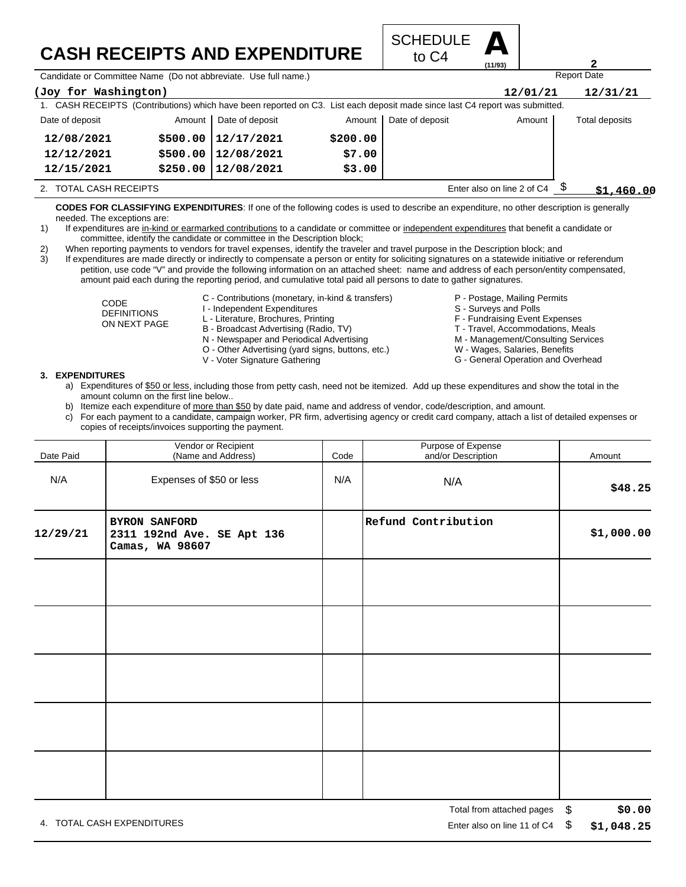# CASH RECEIPTS AND EXPENDITURE

SCHEDULE **A** to C4 (11/93)

Candidate or Committee Name (Do not abbreviate. Use full name.): **(Joy for Washington)**

Report Date: **12/01/21** — **12/31/21**

1. CASH RECEIPTS (Contributions) which have been reported on C3. List each deposit made since last C4 report was submitted.

| Date of deposit | Amount | Date of deposit | Amount | Date of deposit | Amount | Total deposits |
|---|---|---|---|---|---|---|
| 12/08/2021 | $500.00 | 12/17/2021 | $200.00 | | | |
| 12/12/2021 | $500.00 | 12/08/2021 | $7.00 | | | |
| 12/15/2021 | $250.00 | 12/08/2021 | $3.00 | | | |

2. TOTAL CASH RECEIPTS — Enter also on line 2 of C4 $ **$1,460.00**

**CODES FOR CLASSIFYING EXPENDITURES**: If one of the following codes is used to describe an expenditure, no other description is generally needed. The exceptions are:

1) If expenditures are in-kind or earmarked contributions to a candidate or committee or independent expenditures that benefit a candidate or committee, identify the candidate or committee in the Description block;
2) When reporting payments to vendors for travel expenses, identify the traveler and travel purpose in the Description block; and
3) If expenditures are made directly or indirectly to compensate a person or entity for soliciting signatures on a statewide initiative or referendum petition, use code "V" and provide the following information on an attached sheet: name and address of each person/entity compensated, amount paid each during the reporting period, and cumulative total paid all persons to date to gather signatures.

CODE DEFINITIONS ON NEXT PAGE

- C - Contributions (monetary, in-kind & transfers)
- I - Independent Expenditures
- L - Literature, Brochures, Printing
- B - Broadcast Advertising (Radio, TV)
- N - Newspaper and Periodical Advertising
- O - Other Advertising (yard signs, buttons, etc.)
- V - Voter Signature Gathering
- P - Postage, Mailing Permits
- S - Surveys and Polls
- F - Fundraising Event Expenses
- T - Travel, Accommodations, Meals
- M - Management/Consulting Services
- W - Wages, Salaries, Benefits
- G - General Operation and Overhead

**3. EXPENDITURES**

a) Expenditures of $50 or less, including those from petty cash, need not be itemized. Add up these expenditures and show the total in the amount column on the first line below..
b) Itemize each expenditure of more than $50 by date paid, name and address of vendor, code/description, and amount.
c) For each payment to a candidate, campaign worker, PR firm, advertising agency or credit card company, attach a list of detailed expenses or copies of receipts/invoices supporting the payment.

| Date Paid | Vendor or Recipient (Name and Address) | Code | Purpose of Expense and/or Description | Amount |
|---|---|---|---|---|
| N/A | Expenses of $50 or less | N/A | N/A | $48.25 |
| 12/29/21 | BYRON SANFORD 2311 192nd Ave. SE Apt 136 Camas, WA 98607 | | Refund Contribution | $1,000.00 |
| | | | | |
| | | | | |
| | | | | |
| | | | | |
| | | | | |

Total from attached pages $ **$0.00**

4. TOTAL CASH EXPENDITURES — Enter also on line 11 of C4 $ **$1,048.25**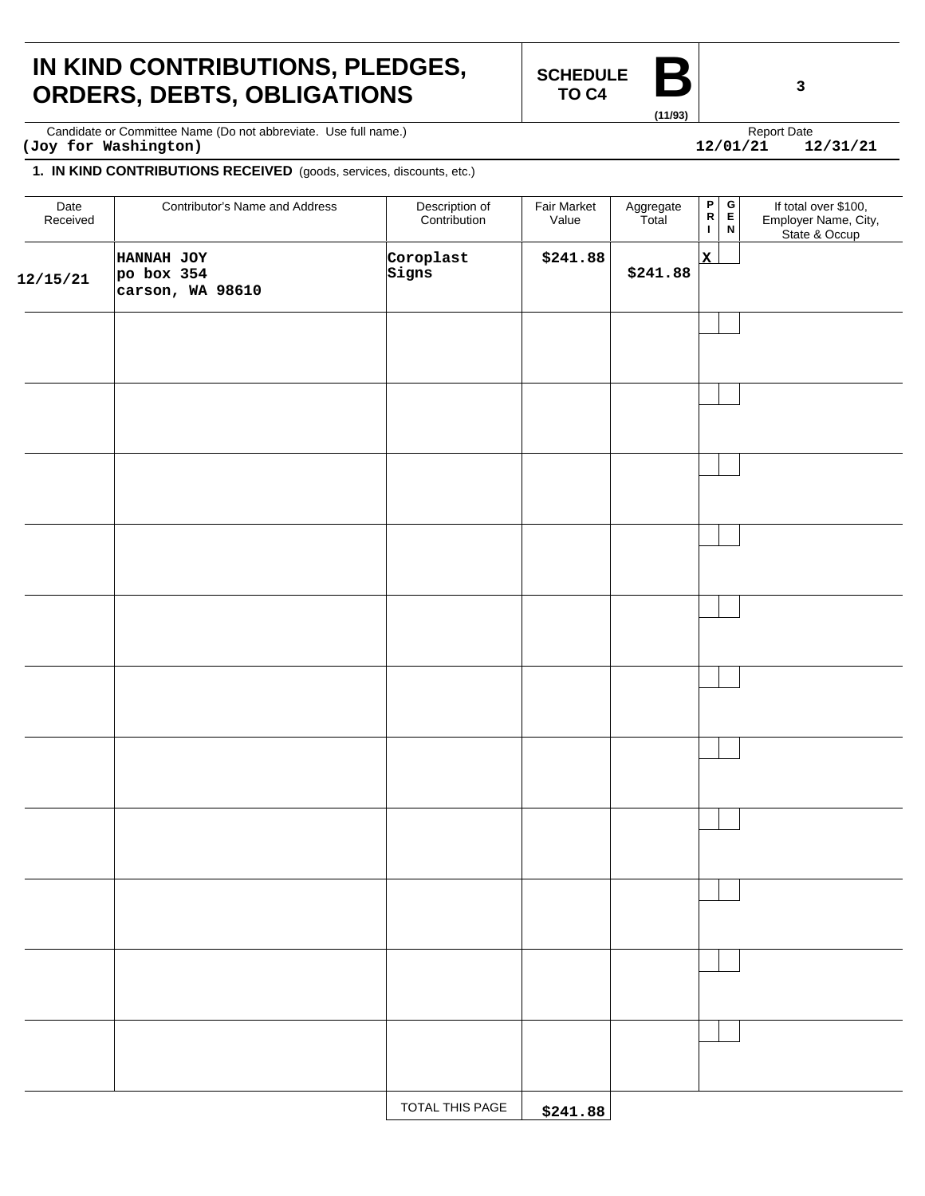# IN KIND CONTRIBUTIONS, PLEDGES, ORDERS, DEBTS, OBLIGATIONS

**SCHEDULE TO C4** **B** (11/93)

Candidate or Committee Name (Do not abbreviate. Use full name.)
**(Joy for Washington)**

Report Date
**12/01/21 12/31/21**

**1. IN KIND CONTRIBUTIONS RECEIVED** (goods, services, discounts, etc.)

| Date Received | Contributor's Name and Address | Description of Contribution | Fair Market Value | Aggregate Total | PRI | GEN | If total over $100, Employer Name, City, State & Occup |
|---|---|---|---|---|---|---|---|
| 12/15/21 | HANNAH JOY<br>po box 354<br>carson, WA 98610 | Coroplast Signs | $241.88 | $241.88 | X | | |
| | | | | | | | |
| | | | | | | | |
| | | | | | | | |
| | | | | | | | |
| | | | | | | | |
| | | | | | | | |
| | | | | | | | |
| | | | | | | | |
| | | | | | | | |
| | | | | | | | |
| | | | | | | | |
| | | TOTAL THIS PAGE | $241.88 | | | | |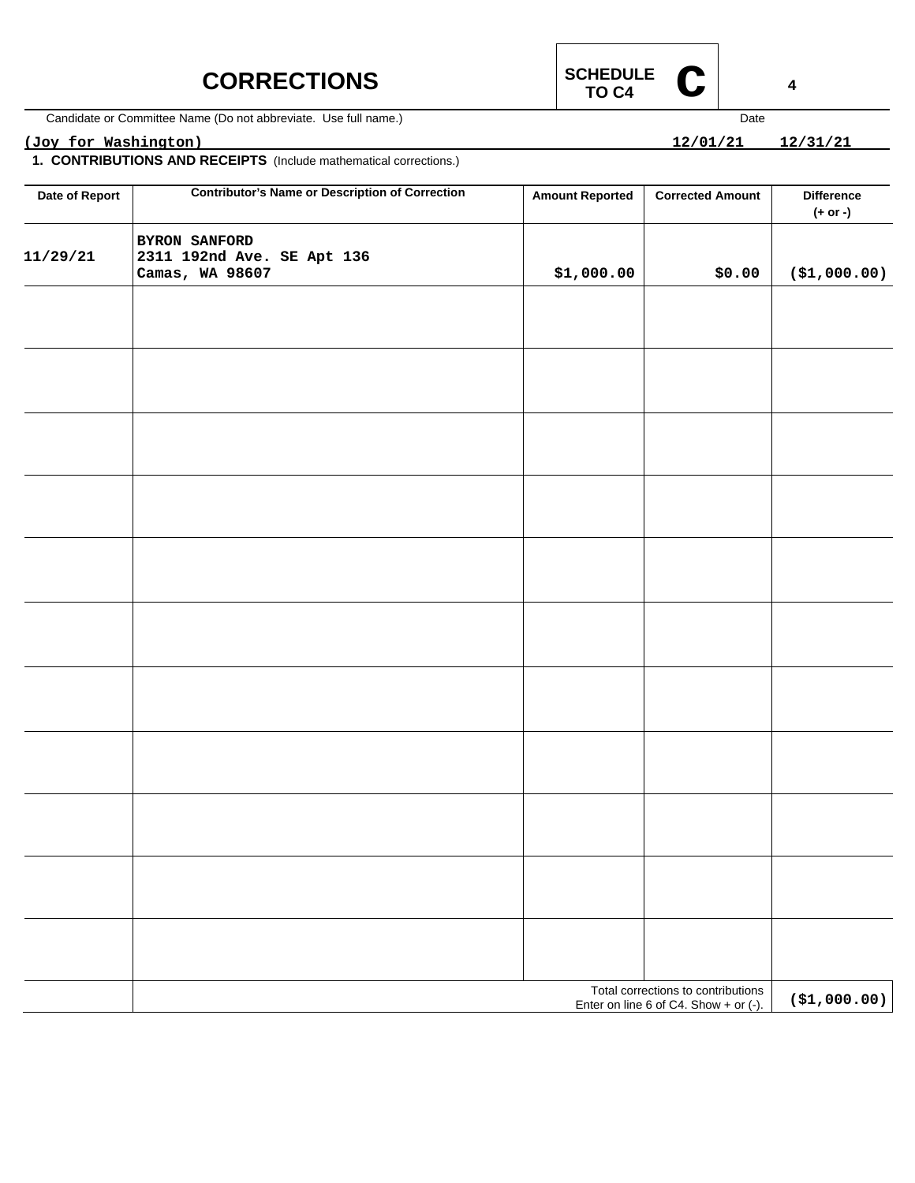# CORRECTIONS

**SCHEDULE TO C4** **C**

Candidate or Committee Name (Do not abbreviate. Use full name.)

(Joy for Washington)

Date: 12/01/21 12/31/21

**1. CONTRIBUTIONS AND RECEIPTS** (Include mathematical corrections.)

| Date of Report | Contributor's Name or Description of Correction | Amount Reported | Corrected Amount | Difference (+ or -) |
|---|---|---|---|---|
| 11/29/21 | BYRON SANFORD<br>2311 192nd Ave. SE Apt 136<br>Camas, WA 98607 | $1,000.00 | $0.00 | ($1,000.00) |
| | | | | |
| | | | | |
| | | | | |
| | | | | |
| | | | | |
| | | | | |
| | | | | |
| | | | | |
| | | | | |
| | | | | |
| | | | | |
| | Total corrections to contributions. Enter on line 6 of C4. Show + or (-). | | | ($1,000.00) |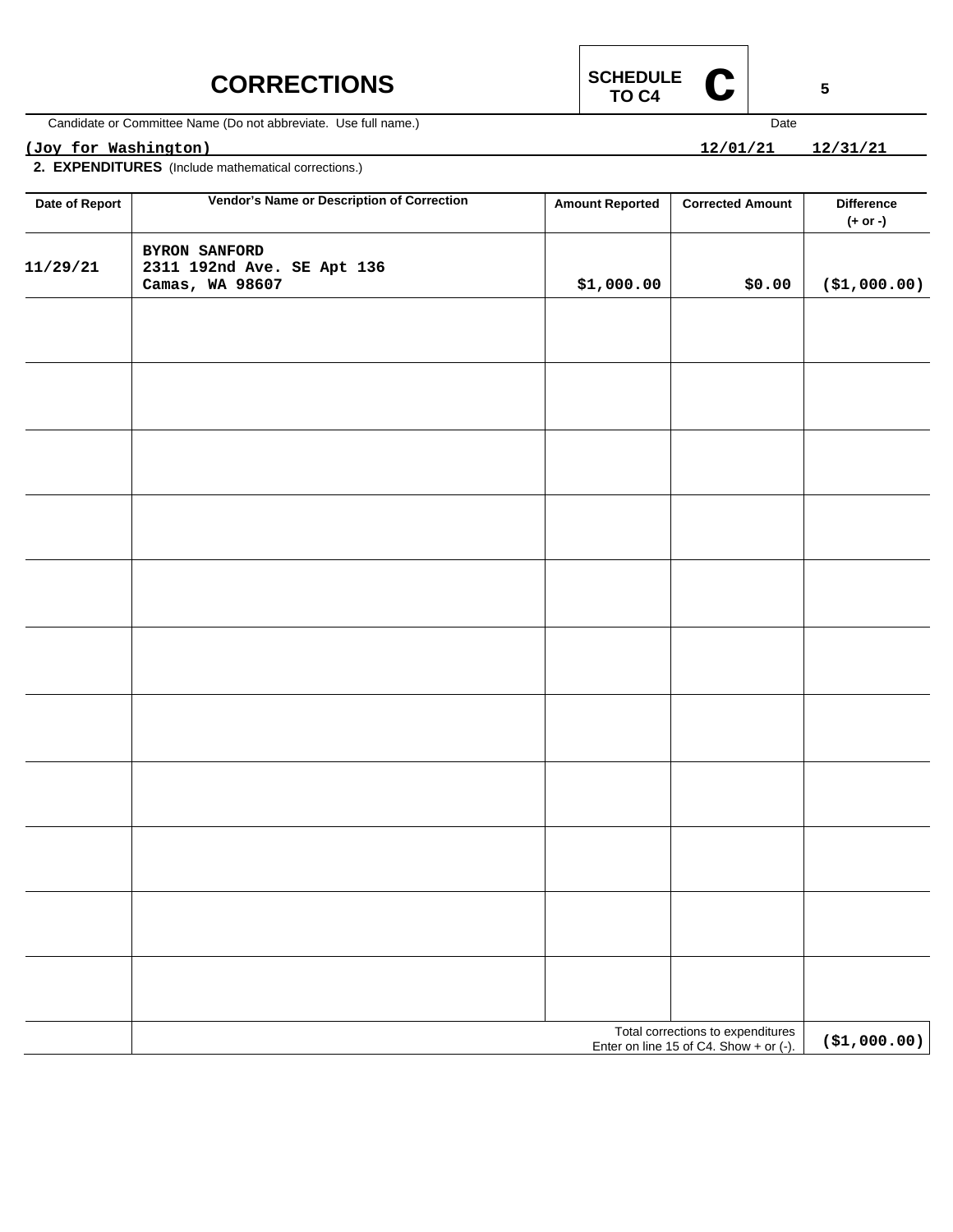# CORRECTIONS

**SCHEDULE TO C4** **C**

Candidate or Committee Name (Do not abbreviate. Use full name.)

**(Joy for Washington)**

Date **12/01/21** **12/31/21**

**2. EXPENDITURES** (Include mathematical corrections.)

| Date of Report | Vendor's Name or Description of Correction | Amount Reported | Corrected Amount | Difference (+ or -) |
|---|---|---|---|---|
| 11/29/21 | BYRON SANFORD<br>2311 192nd Ave. SE Apt 136<br>Camas, WA 98607 | $1,000.00 | $0.00 | ($1,000.00) |
| | | | | |
| | | | | |
| | | | | |
| | | | | |
| | | | | |
| | | | | |
| | | | | |
| | | | | |
| | | | | |
| | | | | |
| | | | | |
| | Total corrections to expenditures Enter on line 15 of C4. Show + or (-). | | | ($1,000.00) |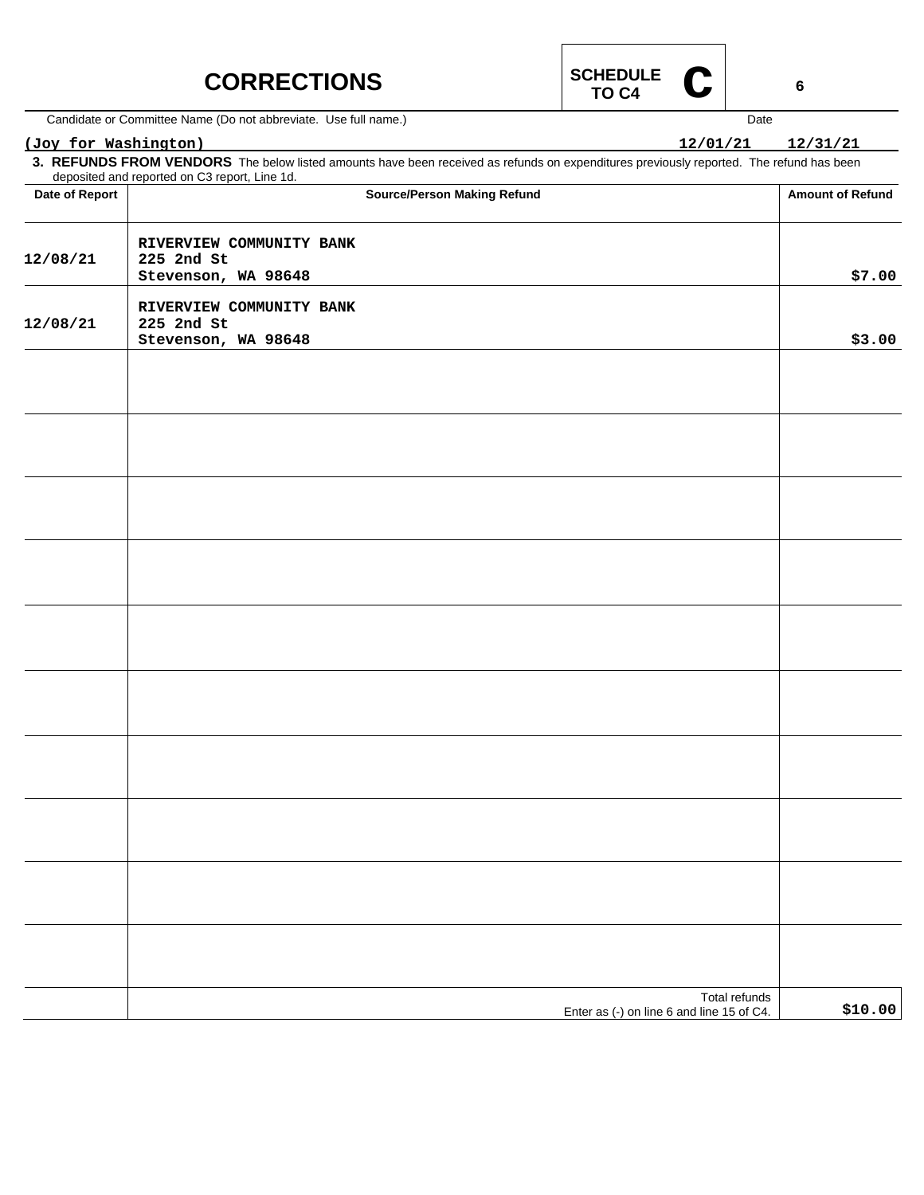# CORRECTIONS

**SCHEDULE TO C4** **C**

Candidate or Committee Name (Do not abbreviate. Use full name.) | Date

(Joy for Washington) 12/01/21 12/31/21

**3. REFUNDS FROM VENDORS** The below listed amounts have been received as refunds on expenditures previously reported. The refund has been deposited and reported on C3 report, Line 1d.

| Date of Report | Source/Person Making Refund | Amount of Refund |
|---|---|---|
| 12/08/21 | RIVERVIEW COMMUNITY BANK<br>225 2nd St<br>Stevenson, WA 98648 | $7.00 |
| 12/08/21 | RIVERVIEW COMMUNITY BANK<br>225 2nd St<br>Stevenson, WA 98648 | $3.00 |
| | | |
| | | |
| | | |
| | | |
| | | |
| | | |
| | | |
| | | |
| | | |
| | | |
| | Total refunds<br>Enter as (-) on line 6 and line 15 of C4. | $10.00 |